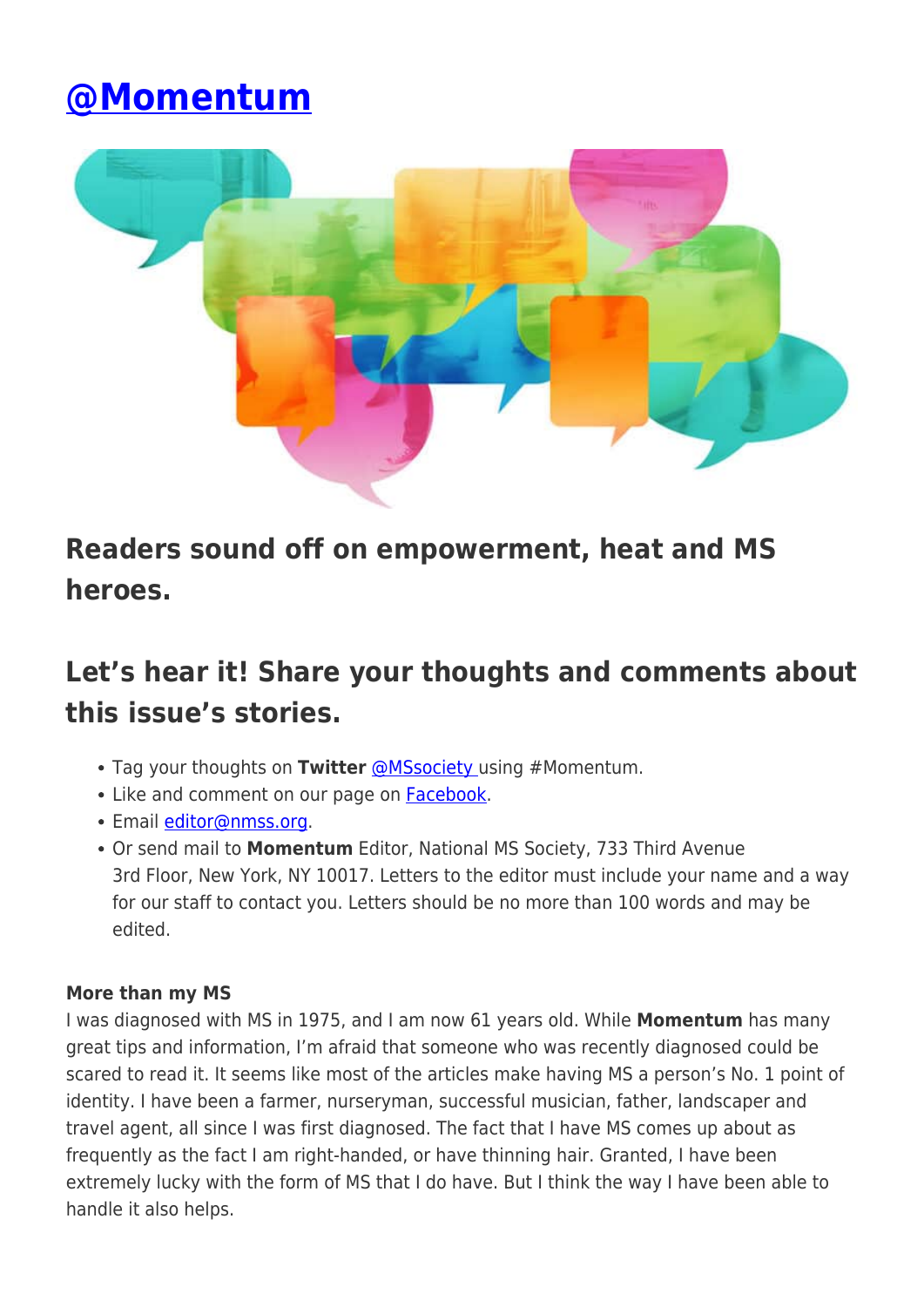# @Momentum

## Readers sound off on empowerment, heat and MS heroes.

## Let's hear it! Share your thoughts and comments about this issue's stories.

- Tag your thoughts on **Twitter** @MSsociety using #Momentum.
- Like and comment on our page on Facebook.
- Email editor@nmss.org.
- Or send mail to **Momentum** Editor, National MS Society, 733 Third Avenue 3rd Floor, New York, NY 10017. Letters to the editor must include your name and a way for our staff to contact you. Letters should be no more than 100 words and may be edited.

**More than my MS**

I was diagnosed with MS in 1975, and I am now 61 years old. While **Momentum** has many great tips and information, I'm afraid that someone who was recently diagnosed could be scared to read it. It seems like most of the articles make having MS a person's No. 1 point of identity. I have been a farmer, nurseryman, successful musician, father, landscaper and travel agent, all since I was first diagnosed. The fact that I have MS comes up about as frequently as the fact I am right-handed, or have thinning hair. Granted, I have been extremely lucky with the form of MS that I do have. But I think the way I have been able to handle it also helps.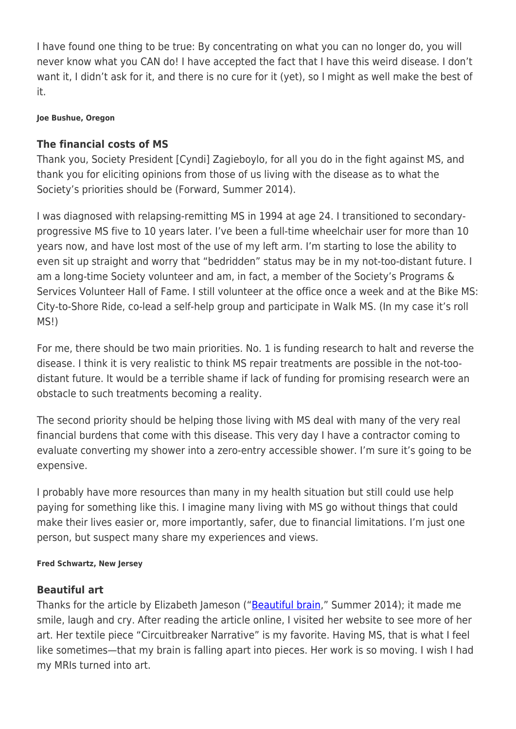I have found one thing to be true: By concentrating on what you can no longer do, you will never know what you CAN do! I have accepted the fact that I have this weird disease. I don't want it, I didn't ask for it, and there is no cure for it (yet), so I might as well make the best of it.

**Joe Bushue, Oregon**

### The financial costs of MS

Thank you, Society President [Cyndi] Zagieboylo, for all you do in the fight against MS, and thank you for eliciting opinions from those of us living with the disease as to what the Society's priorities should be (Forward, Summer 2014).

I was diagnosed with relapsing-remitting MS in 1994 at age 24. I transitioned to secondary-progressive MS five to 10 years later. I've been a full-time wheelchair user for more than 10 years now, and have lost most of the use of my left arm. I'm starting to lose the ability to even sit up straight and worry that "bedridden" status may be in my not-too-distant future. I am a long-time Society volunteer and am, in fact, a member of the Society's Programs & Services Volunteer Hall of Fame. I still volunteer at the office once a week and at the Bike MS: City-to-Shore Ride, co-lead a self-help group and participate in Walk MS. (In my case it's roll MS!)

For me, there should be two main priorities. No. 1 is funding research to halt and reverse the disease. I think it is very realistic to think MS repair treatments are possible in the not-too-distant future. It would be a terrible shame if lack of funding for promising research were an obstacle to such treatments becoming a reality.

The second priority should be helping those living with MS deal with many of the very real financial burdens that come with this disease. This very day I have a contractor coming to evaluate converting my shower into a zero-entry accessible shower. I'm sure it's going to be expensive.

I probably have more resources than many in my health situation but still could use help paying for something like this. I imagine many living with MS go without things that could make their lives easier or, more importantly, safer, due to financial limitations. I'm just one person, but suspect many share my experiences and views.

**Fred Schwartz, New Jersey**

### Beautiful art

Thanks for the article by Elizabeth Jameson ("Beautiful brain," Summer 2014); it made me smile, laugh and cry. After reading the article online, I visited her website to see more of her art. Her textile piece "Circuitbreaker Narrative" is my favorite. Having MS, that is what I feel like sometimes—that my brain is falling apart into pieces. Her work is so moving. I wish I had my MRIs turned into art.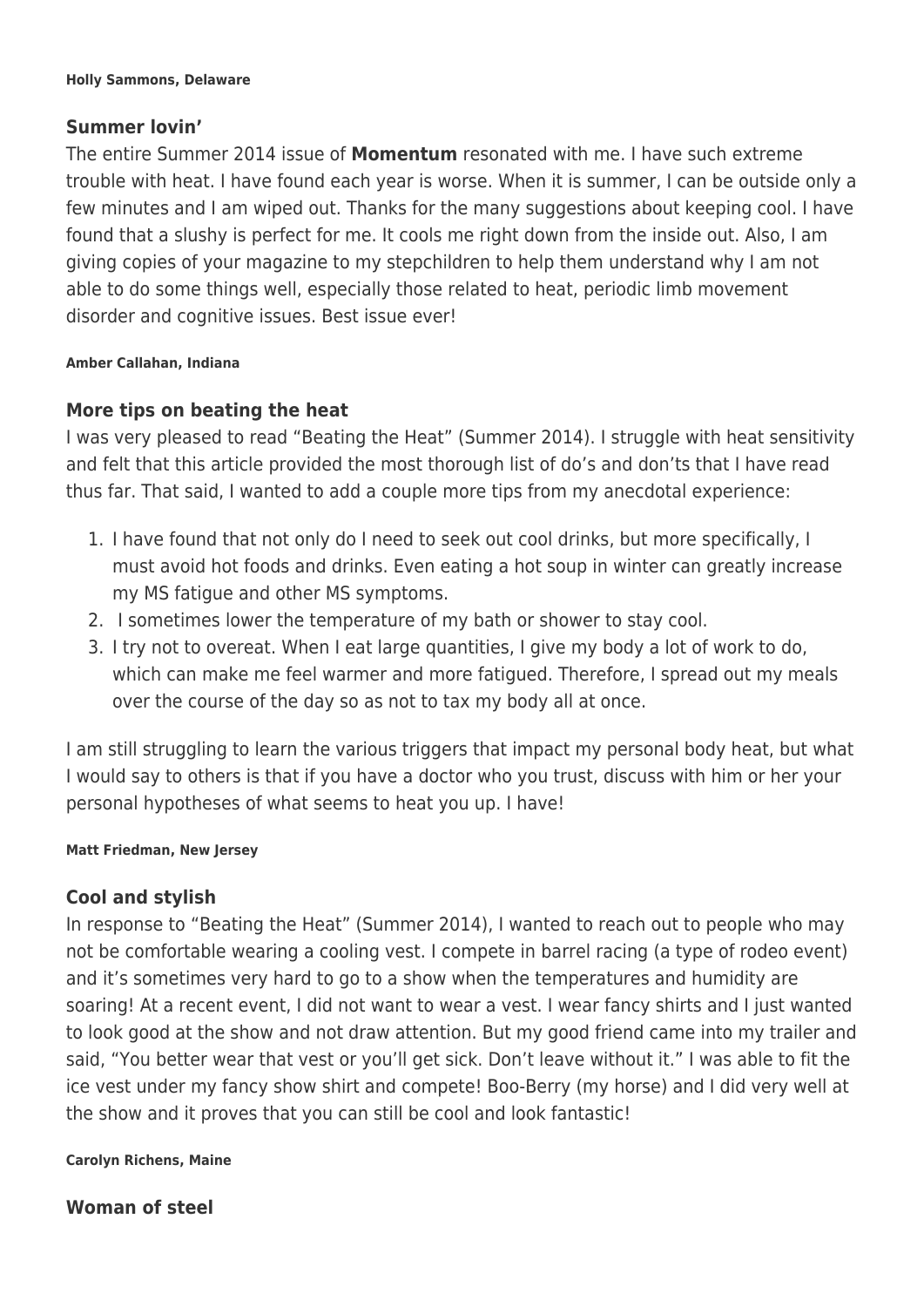**Holly Sammons, Delaware**

### Summer lovin'

The entire Summer 2014 issue of **Momentum** resonated with me. I have such extreme trouble with heat. I have found each year is worse. When it is summer, I can be outside only a few minutes and I am wiped out. Thanks for the many suggestions about keeping cool. I have found that a slushy is perfect for me. It cools me right down from the inside out. Also, I am giving copies of your magazine to my stepchildren to help them understand why I am not able to do some things well, especially those related to heat, periodic limb movement disorder and cognitive issues. Best issue ever!

**Amber Callahan, Indiana**

### More tips on beating the heat

I was very pleased to read "Beating the Heat" (Summer 2014). I struggle with heat sensitivity and felt that this article provided the most thorough list of do's and don'ts that I have read thus far. That said, I wanted to add a couple more tips from my anecdotal experience:

1. I have found that not only do I need to seek out cool drinks, but more specifically, I must avoid hot foods and drinks. Even eating a hot soup in winter can greatly increase my MS fatigue and other MS symptoms.
2. I sometimes lower the temperature of my bath or shower to stay cool.
3. I try not to overeat. When I eat large quantities, I give my body a lot of work to do, which can make me feel warmer and more fatigued. Therefore, I spread out my meals over the course of the day so as not to tax my body all at once.

I am still struggling to learn the various triggers that impact my personal body heat, but what I would say to others is that if you have a doctor who you trust, discuss with him or her your personal hypotheses of what seems to heat you up. I have!

**Matt Friedman, New Jersey**

### Cool and stylish

In response to "Beating the Heat" (Summer 2014), I wanted to reach out to people who may not be comfortable wearing a cooling vest. I compete in barrel racing (a type of rodeo event) and it's sometimes very hard to go to a show when the temperatures and humidity are soaring! At a recent event, I did not want to wear a vest. I wear fancy shirts and I just wanted to look good at the show and not draw attention. But my good friend came into my trailer and said, "You better wear that vest or you'll get sick. Don't leave without it." I was able to fit the ice vest under my fancy show shirt and compete! Boo-Berry (my horse) and I did very well at the show and it proves that you can still be cool and look fantastic!

**Carolyn Richens, Maine**

### Woman of steel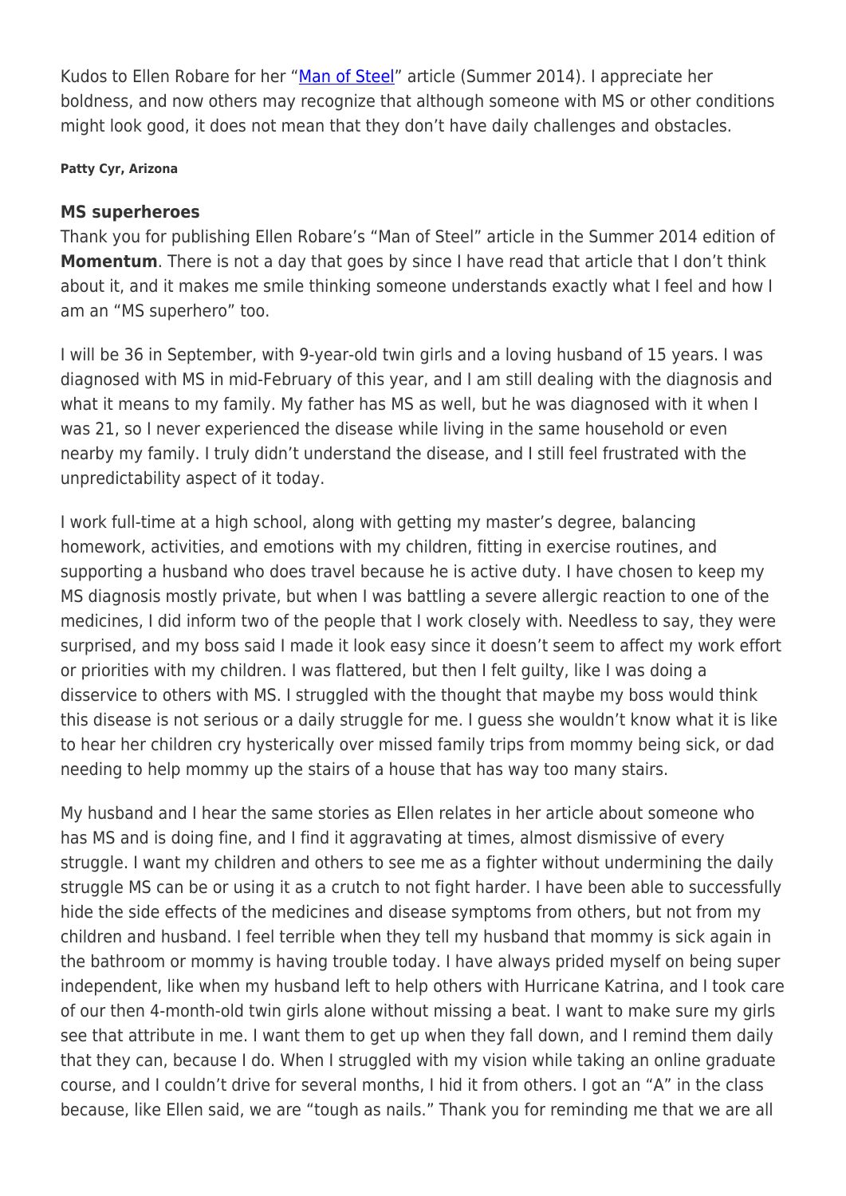Kudos to Ellen Robare for her "Man of Steel" article (Summer 2014). I appreciate her boldness, and now others may recognize that although someone with MS or other conditions might look good, it does not mean that they don't have daily challenges and obstacles.

**Patty Cyr, Arizona**

### MS superheroes

Thank you for publishing Ellen Robare's "Man of Steel" article in the Summer 2014 edition of **Momentum**. There is not a day that goes by since I have read that article that I don't think about it, and it makes me smile thinking someone understands exactly what I feel and how I am an "MS superhero" too.

I will be 36 in September, with 9-year-old twin girls and a loving husband of 15 years. I was diagnosed with MS in mid-February of this year, and I am still dealing with the diagnosis and what it means to my family. My father has MS as well, but he was diagnosed with it when I was 21, so I never experienced the disease while living in the same household or even nearby my family. I truly didn't understand the disease, and I still feel frustrated with the unpredictability aspect of it today.

I work full-time at a high school, along with getting my master's degree, balancing homework, activities, and emotions with my children, fitting in exercise routines, and supporting a husband who does travel because he is active duty. I have chosen to keep my MS diagnosis mostly private, but when I was battling a severe allergic reaction to one of the medicines, I did inform two of the people that I work closely with. Needless to say, they were surprised, and my boss said I made it look easy since it doesn't seem to affect my work effort or priorities with my children. I was flattered, but then I felt guilty, like I was doing a disservice to others with MS. I struggled with the thought that maybe my boss would think this disease is not serious or a daily struggle for me. I guess she wouldn't know what it is like to hear her children cry hysterically over missed family trips from mommy being sick, or dad needing to help mommy up the stairs of a house that has way too many stairs.

My husband and I hear the same stories as Ellen relates in her article about someone who has MS and is doing fine, and I find it aggravating at times, almost dismissive of every struggle. I want my children and others to see me as a fighter without undermining the daily struggle MS can be or using it as a crutch to not fight harder. I have been able to successfully hide the side effects of the medicines and disease symptoms from others, but not from my children and husband. I feel terrible when they tell my husband that mommy is sick again in the bathroom or mommy is having trouble today. I have always prided myself on being super independent, like when my husband left to help others with Hurricane Katrina, and I took care of our then 4-month-old twin girls alone without missing a beat. I want to make sure my girls see that attribute in me. I want them to get up when they fall down, and I remind them daily that they can, because I do. When I struggled with my vision while taking an online graduate course, and I couldn't drive for several months, I hid it from others. I got an "A" in the class because, like Ellen said, we are "tough as nails." Thank you for reminding me that we are all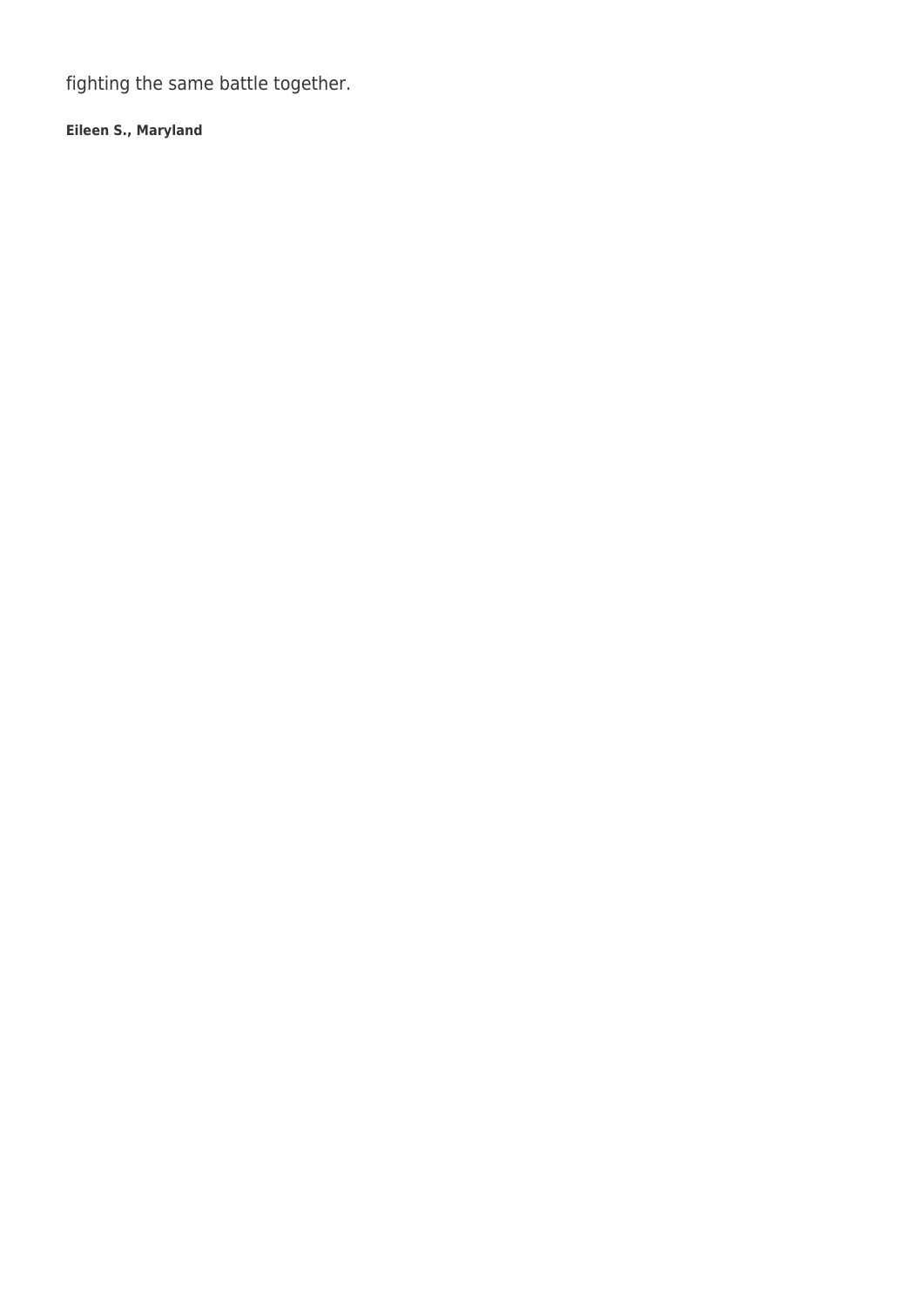fighting the same battle together.

**Eileen S., Maryland**